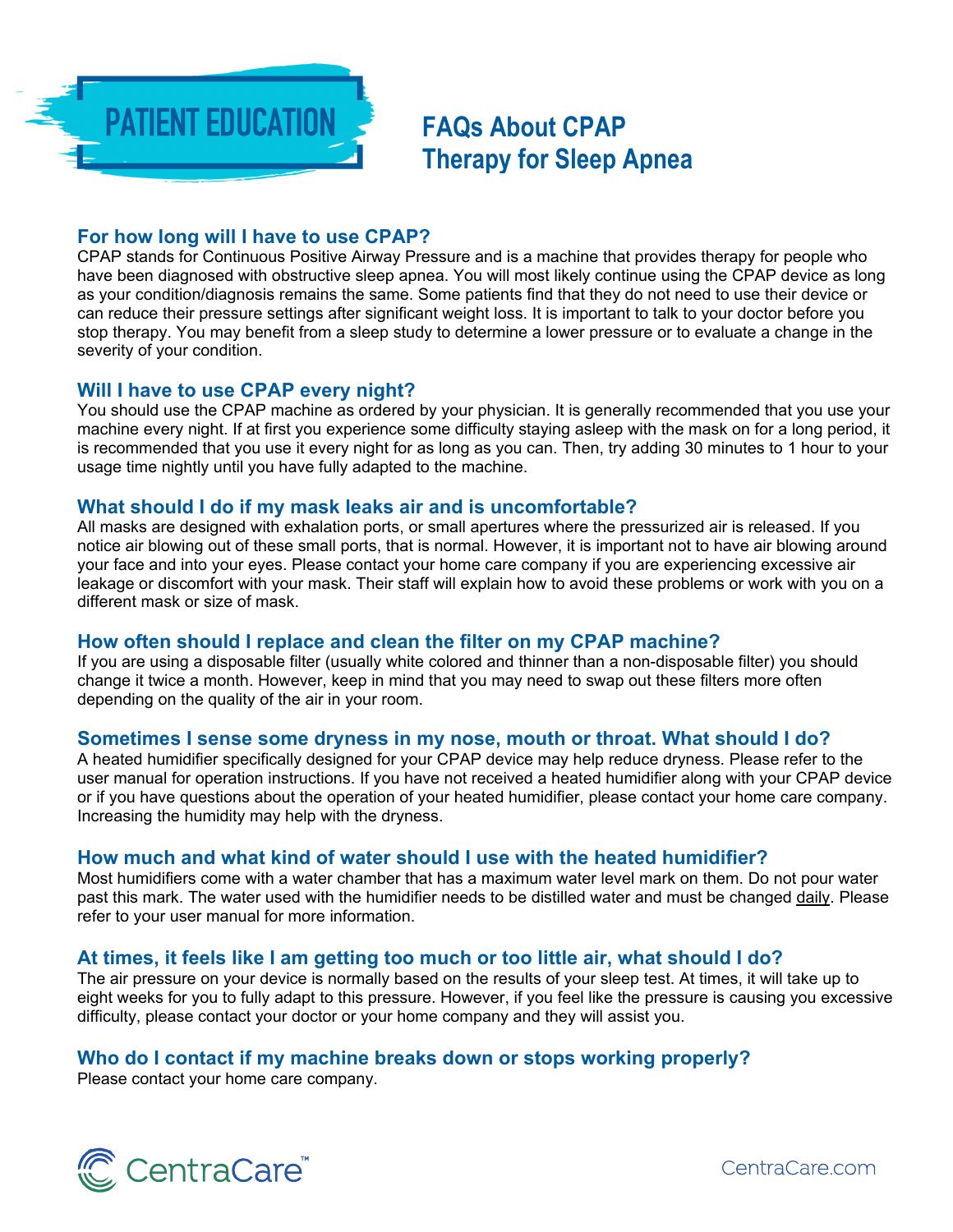PATIENT EDUCATION

# FAQs About CPAP Therapy for Sleep Apnea

## For how long will I have to use CPAP?

CPAP stands for Continuous Positive Airway Pressure and is a machine that provides therapy for people who have been diagnosed with obstructive sleep apnea. You will most likely continue using the CPAP device as long as your condition/diagnosis remains the same. Some patients find that they do not need to use their device or can reduce their pressure settings after significant weight loss. It is important to talk to your doctor before you stop therapy. You may benefit from a sleep study to determine a lower pressure or to evaluate a change in the severity of your condition.

## Will I have to use CPAP every night?

You should use the CPAP machine as ordered by your physician. It is generally recommended that you use your machine every night. If at first you experience some difficulty staying asleep with the mask on for a long period, it is recommended that you use it every night for as long as you can. Then, try adding 30 minutes to 1 hour to your usage time nightly until you have fully adapted to the machine.

## What should I do if my mask leaks air and is uncomfortable?

All masks are designed with exhalation ports, or small apertures where the pressurized air is released. If you notice air blowing out of these small ports, that is normal. However, it is important not to have air blowing around your face and into your eyes. Please contact your home care company if you are experiencing excessive air leakage or discomfort with your mask. Their staff will explain how to avoid these problems or work with you on a different mask or size of mask.

## How often should I replace and clean the filter on my CPAP machine?

If you are using a disposable filter (usually white colored and thinner than a non-disposable filter) you should change it twice a month. However, keep in mind that you may need to swap out these filters more often depending on the quality of the air in your room.

## Sometimes I sense some dryness in my nose, mouth or throat. What should I do?

A heated humidifier specifically designed for your CPAP device may help reduce dryness. Please refer to the user manual for operation instructions. If you have not received a heated humidifier along with your CPAP device or if you have questions about the operation of your heated humidifier, please contact your home care company. Increasing the humidity may help with the dryness.

## How much and what kind of water should I use with the heated humidifier?

Most humidifiers come with a water chamber that has a maximum water level mark on them. Do not pour water past this mark. The water used with the humidifier needs to be distilled water and must be changed daily. Please refer to your user manual for more information.

## At times, it feels like I am getting too much or too little air, what should I do?

The air pressure on your device is normally based on the results of your sleep test. At times, it will take up to eight weeks for you to fully adapt to this pressure. However, if you feel like the pressure is causing you excessive difficulty, please contact your doctor or your home company and they will assist you.

## Who do I contact if my machine breaks down or stops working properly?

Please contact your home care company.

CentraCare™ CentraCare.com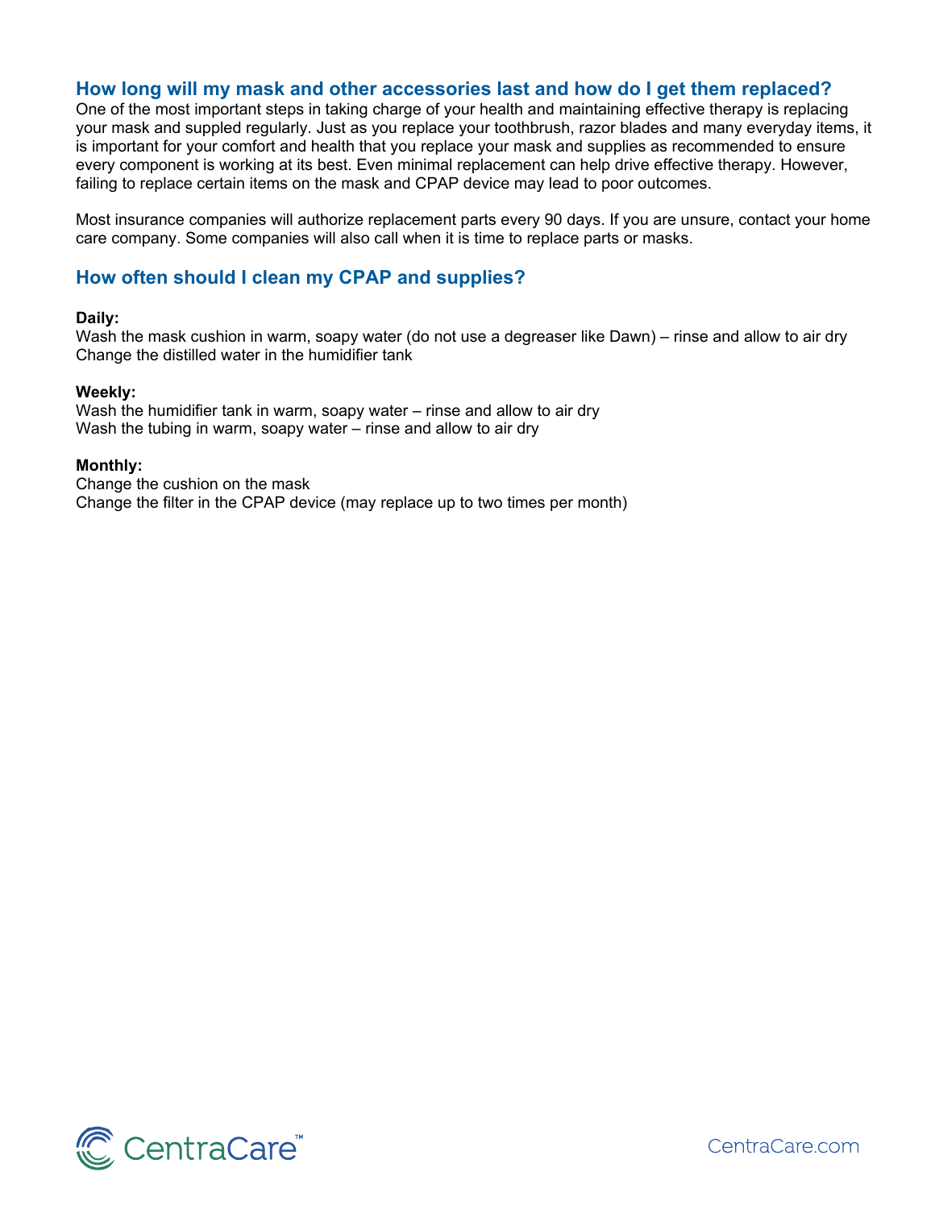## How long will my mask and other accessories last and how do I get them replaced?

One of the most important steps in taking charge of your health and maintaining effective therapy is replacing your mask and suppled regularly. Just as you replace your toothbrush, razor blades and many everyday items, it is important for your comfort and health that you replace your mask and supplies as recommended to ensure every component is working at its best. Even minimal replacement can help drive effective therapy. However, failing to replace certain items on the mask and CPAP device may lead to poor outcomes.

Most insurance companies will authorize replacement parts every 90 days. If you are unsure, contact your home care company. Some companies will also call when it is time to replace parts or masks.

## How often should I clean my CPAP and supplies?

**Daily:**
Wash the mask cushion in warm, soapy water (do not use a degreaser like Dawn) – rinse and allow to air dry
Change the distilled water in the humidifier tank

**Weekly:**
Wash the humidifier tank in warm, soapy water – rinse and allow to air dry
Wash the tubing in warm, soapy water – rinse and allow to air dry

**Monthly:**
Change the cushion on the mask
Change the filter in the CPAP device (may replace up to two times per month)